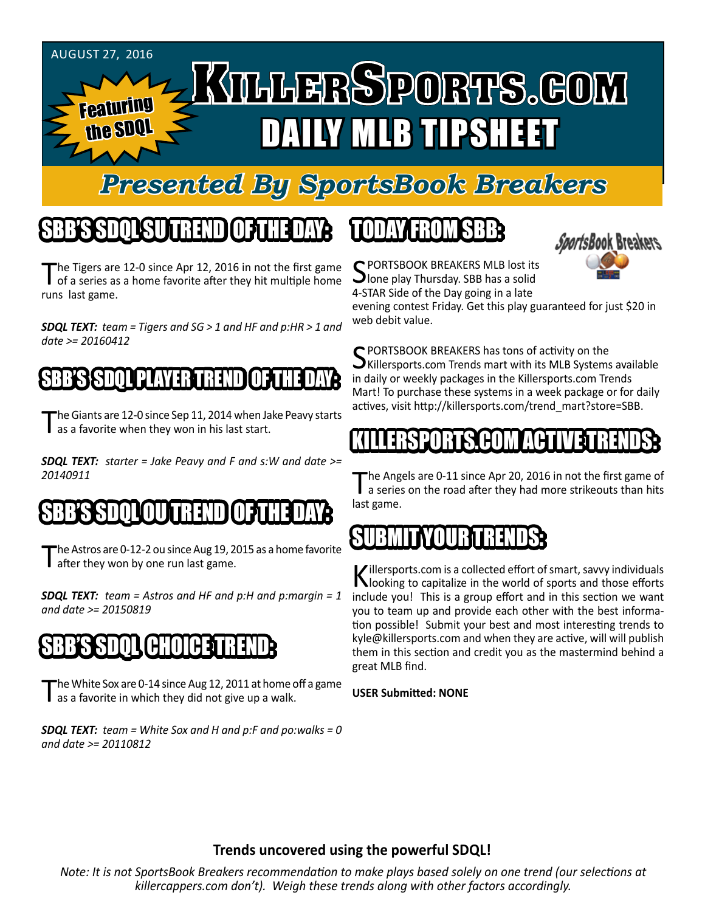AUGUST 27, 2016

Featuring the SDQL

# KILLERSPORTS.COM DAILY MLB TIPSHEET

## Presented By SportsBook Breakers

## SBB'S SDQL SU TREND OF THE DAY:

The Tigers are 12-0 since Apr 12, 2016 in not the first game of a series as a home favorite after they hit multiple home runs last game.

***SDQL TEXT:*** *team = Tigers and SG > 1 and HF and p:HR > 1 and date >= 20160412*

## SBB'S SDQL PLAYER TREND OF THE DAY:

The Giants are 12-0 since Sep 11, 2014 when Jake Peavy starts as a favorite when they won in his last start.

***SDQL TEXT:*** *starter = Jake Peavy and F and s:W and date >= 20140911*

## SBB'S SDQL OU TREND OF THE DAY:

The Astros are 0-12-2 ou since Aug 19, 2015 as a home favorite after they won by one run last game.

***SDQL TEXT:*** *team = Astros and HF and p:H and p:margin = 1 and date >= 20150819*

## SBB'S SDQL CHOICE TREND:

The White Sox are 0-14 since Aug 12, 2011 at home off a game as a favorite in which they did not give up a walk.

***SDQL TEXT:*** *team = White Sox and H and p:F and po:walks = 0 and date >= 20110812*

## TODAY FROM SBB:

SportsBook Breakers

SPORTSBOOK BREAKERS MLB lost its lone play Thursday. SBB has a solid 4-STAR Side of the Day going in a late evening contest Friday. Get this play guaranteed for just $20 in web debit value.

SPORTSBOOK BREAKERS has tons of activity on the Killersports.com Trends mart with its MLB Systems available in daily or weekly packages in the Killersports.com Trends Mart! To purchase these systems in a week package or for daily actives, visit http://killersports.com/trend_mart?store=SBB.

## KILLERSPORTS.COM ACTIVE TRENDS:

The Angels are 0-11 since Apr 20, 2016 in not the first game of a series on the road after they had more strikeouts than hits last game.

## SUBMIT YOUR TRENDS:

Killersports.com is a collected effort of smart, savvy individuals looking to capitalize in the world of sports and those efforts include you! This is a group effort and in this section we want you to team up and provide each other with the best information possible! Submit your best and most interesting trends to kyle@killersports.com and when they are active, will will publish them in this section and credit you as the mastermind behind a great MLB find.

**USER Submitted: NONE**

**Trends uncovered using the powerful SDQL!**

*Note: It is not SportsBook Breakers recommendation to make plays based solely on one trend (our selections at killercappers.com don't). Weigh these trends along with other factors accordingly.*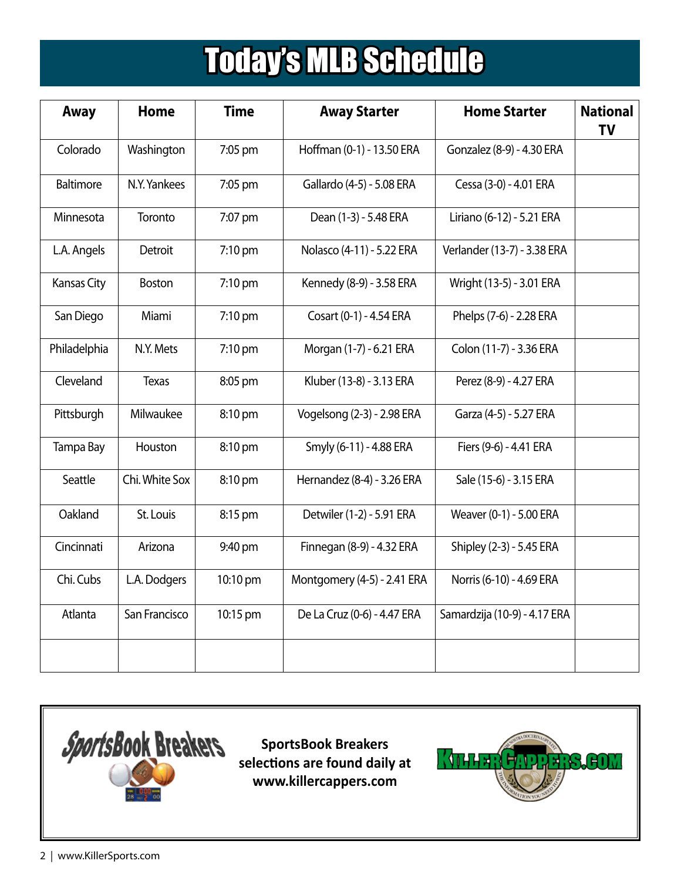# Today's MLB Schedule

| Away | Home | Time | Away Starter | Home Starter | National TV |
|---|---|---|---|---|---|
| Colorado | Washington | 7:05 pm | Hoffman (0-1) - 13.50 ERA | Gonzalez (8-9) - 4.30 ERA | |
| Baltimore | N.Y. Yankees | 7:05 pm | Gallardo (4-5) - 5.08 ERA | Cessa (3-0) - 4.01 ERA | |
| Minnesota | Toronto | 7:07 pm | Dean (1-3) - 5.48 ERA | Liriano (6-12) - 5.21 ERA | |
| L.A. Angels | Detroit | 7:10 pm | Nolasco (4-11) - 5.22 ERA | Verlander (13-7) - 3.38 ERA | |
| Kansas City | Boston | 7:10 pm | Kennedy (8-9) - 3.58 ERA | Wright (13-5) - 3.01 ERA | |
| San Diego | Miami | 7:10 pm | Cosart (0-1) - 4.54 ERA | Phelps (7-6) - 2.28 ERA | |
| Philadelphia | N.Y. Mets | 7:10 pm | Morgan (1-7) - 6.21 ERA | Colon (11-7) - 3.36 ERA | |
| Cleveland | Texas | 8:05 pm | Kluber (13-8) - 3.13 ERA | Perez (8-9) - 4.27 ERA | |
| Pittsburgh | Milwaukee | 8:10 pm | Vogelsong (2-3) - 2.98 ERA | Garza (4-5) - 5.27 ERA | |
| Tampa Bay | Houston | 8:10 pm | Smyly (6-11) - 4.88 ERA | Fiers (9-6) - 4.41 ERA | |
| Seattle | Chi. White Sox | 8:10 pm | Hernandez (8-4) - 3.26 ERA | Sale (15-6) - 3.15 ERA | |
| Oakland | St. Louis | 8:15 pm | Detwiler (1-2) - 5.91 ERA | Weaver (0-1) - 5.00 ERA | |
| Cincinnati | Arizona | 9:40 pm | Finnegan (8-9) - 4.32 ERA | Shipley (2-3) - 5.45 ERA | |
| Chi. Cubs | L.A. Dodgers | 10:10 pm | Montgomery (4-5) - 2.41 ERA | Norris (6-10) - 4.69 ERA | |
| Atlanta | San Francisco | 10:15 pm | De La Cruz (0-6) - 4.47 ERA | Samardzija (10-9) - 4.17 ERA | |
| | | | | | |

SportsBook Breakers

**SportsBook Breakers selections are found daily at www.killercappers.com**

KILLERCAPPERS.COM